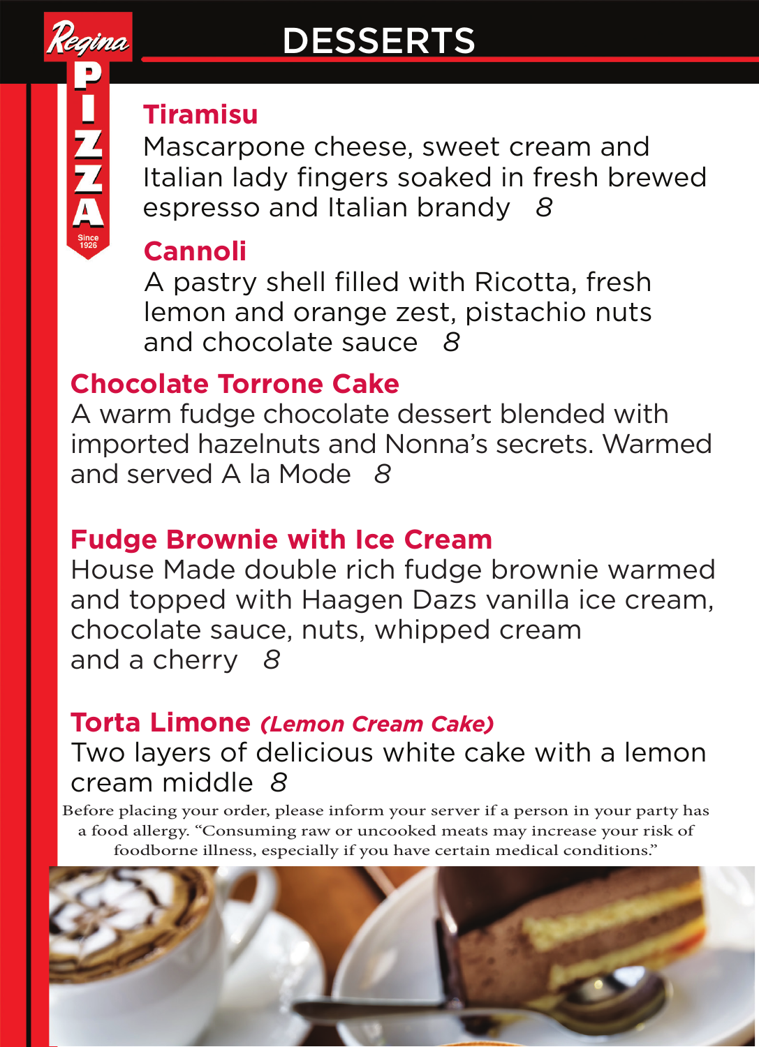Regina PIZZA Since 1926

# DESSERTS

## Tiramisu

Mascarpone cheese, sweet cream and Italian lady fingers soaked in fresh brewed espresso and Italian brandy   8

## Cannoli

A pastry shell filled with Ricotta, fresh lemon and orange zest, pistachio nuts and chocolate sauce   8

## Chocolate Torrone Cake

A warm fudge chocolate dessert blended with imported hazelnuts and Nonna's secrets. Warmed and served A la Mode   8

## Fudge Brownie with Ice Cream

House Made double rich fudge brownie warmed and topped with Haagen Dazs vanilla ice cream, chocolate sauce, nuts, whipped cream and a cherry   8

## Torta Limone *(Lemon Cream Cake)*

Two layers of delicious white cake with a lemon cream middle  8

Before placing your order, please inform your server if a person in your party has a food allergy. "Consuming raw or uncooked meats may increase your risk of foodborne illness, especially if you have certain medical conditions."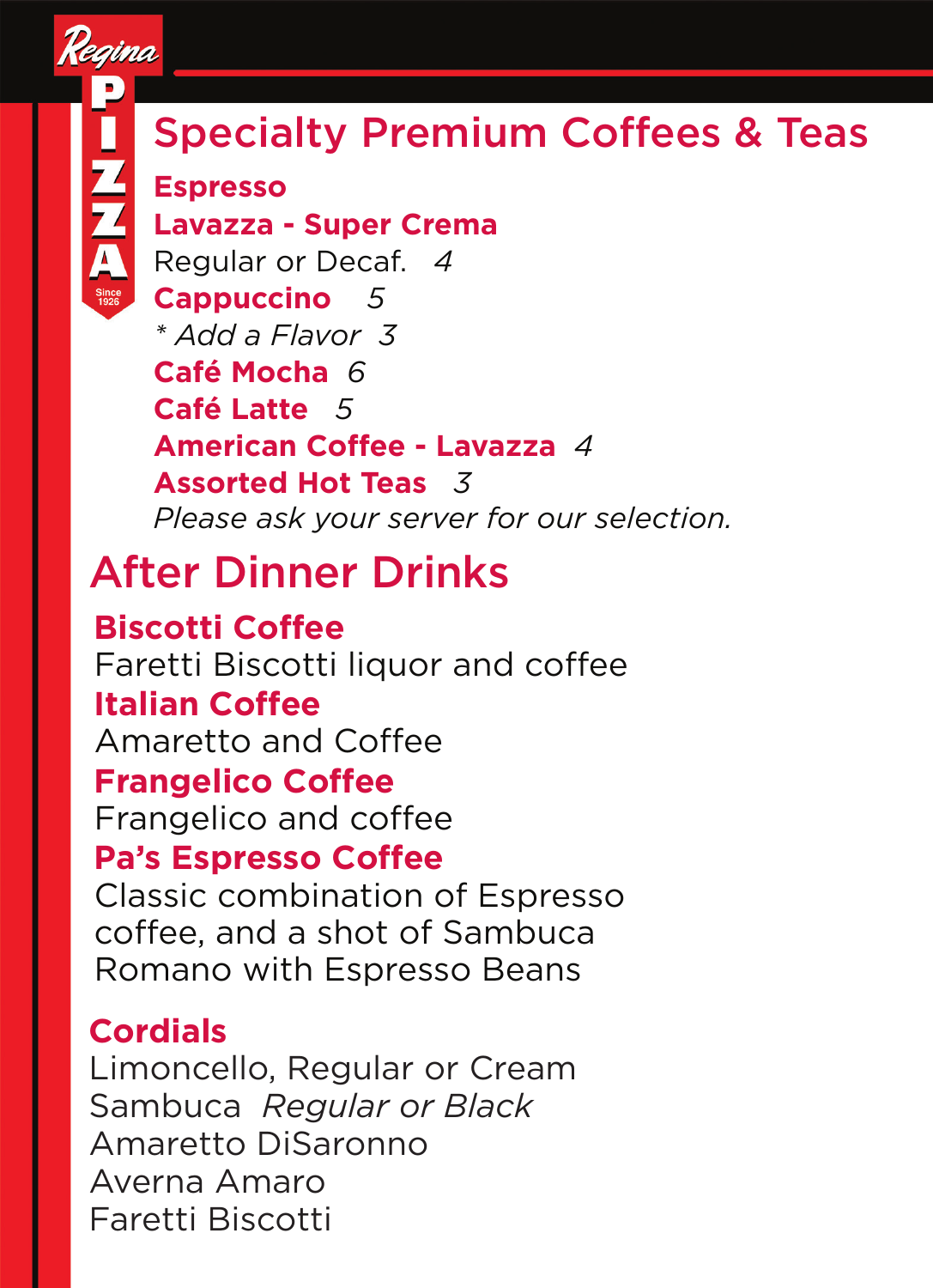Regina PIZZA Since 1926

# Specialty Premium Coffees & Teas

**Espresso**
**Lavazza - Super Crema**
Regular or Decaf. *4*
**Cappuccino** *5*
*\* Add a Flavor 3*
**Café Mocha** *6*
**Café Latte** *5*
**American Coffee - Lavazza** *4*
**Assorted Hot Teas** *3*
*Please ask your server for our selection.*

# After Dinner Drinks

**Biscotti Coffee**
Faretti Biscotti liquor and coffee

**Italian Coffee**
Amaretto and Coffee

**Frangelico Coffee**
Frangelico and coffee

**Pa's Espresso Coffee**
Classic combination of Espresso coffee, and a shot of Sambuca Romano with Espresso Beans

## Cordials

Limoncello, Regular or Cream
Sambuca *Regular or Black*
Amaretto DiSaronno
Averna Amaro
Faretti Biscotti